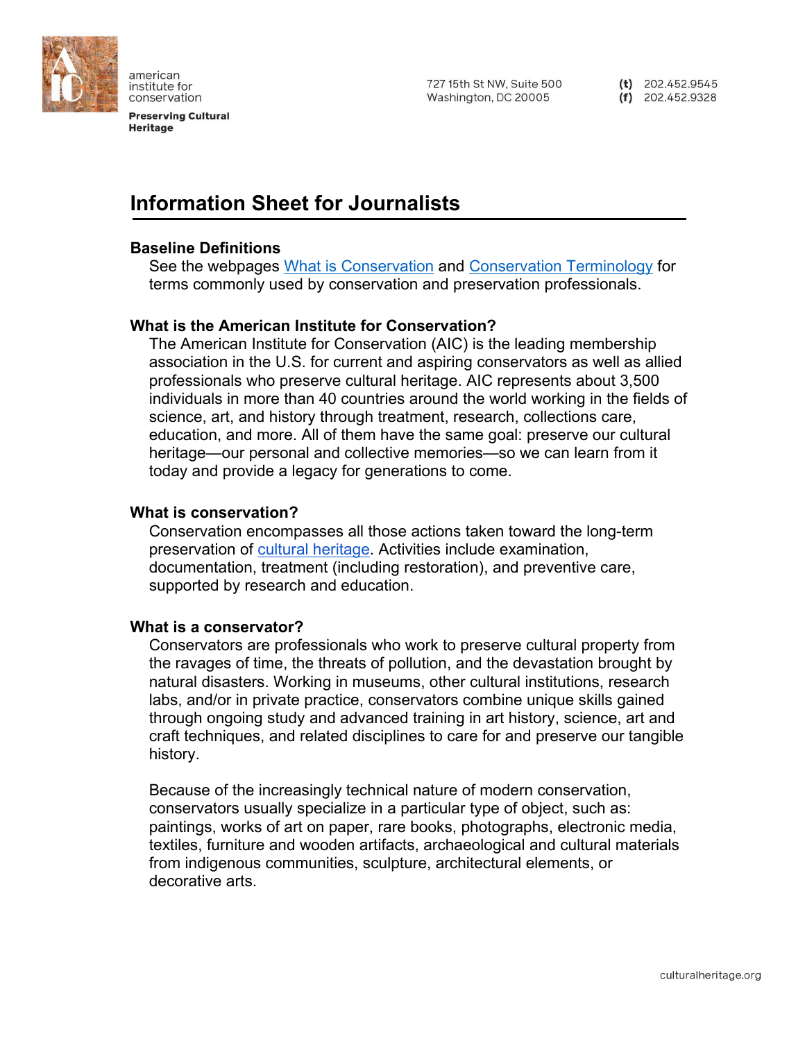american institute for conservation

**Preserving Cultural Heritage**

727 15th St NW, Suite 500
Washington, DC 20005

**(t)** 202.452.9545
**(f)** 202.452.9328

# Information Sheet for Journalists

## Baseline Definitions

See the webpages What is Conservation and Conservation Terminology for terms commonly used by conservation and preservation professionals.

## What is the American Institute for Conservation?

The American Institute for Conservation (AIC) is the leading membership association in the U.S. for current and aspiring conservators as well as allied professionals who preserve cultural heritage. AIC represents about 3,500 individuals in more than 40 countries around the world working in the fields of science, art, and history through treatment, research, collections care, education, and more. All of them have the same goal: preserve our cultural heritage—our personal and collective memories—so we can learn from it today and provide a legacy for generations to come.

## What is conservation?

Conservation encompasses all those actions taken toward the long-term preservation of cultural heritage. Activities include examination, documentation, treatment (including restoration), and preventive care, supported by research and education.

## What is a conservator?

Conservators are professionals who work to preserve cultural property from the ravages of time, the threats of pollution, and the devastation brought by natural disasters. Working in museums, other cultural institutions, research labs, and/or in private practice, conservators combine unique skills gained through ongoing study and advanced training in art history, science, art and craft techniques, and related disciplines to care for and preserve our tangible history.

Because of the increasingly technical nature of modern conservation, conservators usually specialize in a particular type of object, such as: paintings, works of art on paper, rare books, photographs, electronic media, textiles, furniture and wooden artifacts, archaeological and cultural materials from indigenous communities, sculpture, architectural elements, or decorative arts.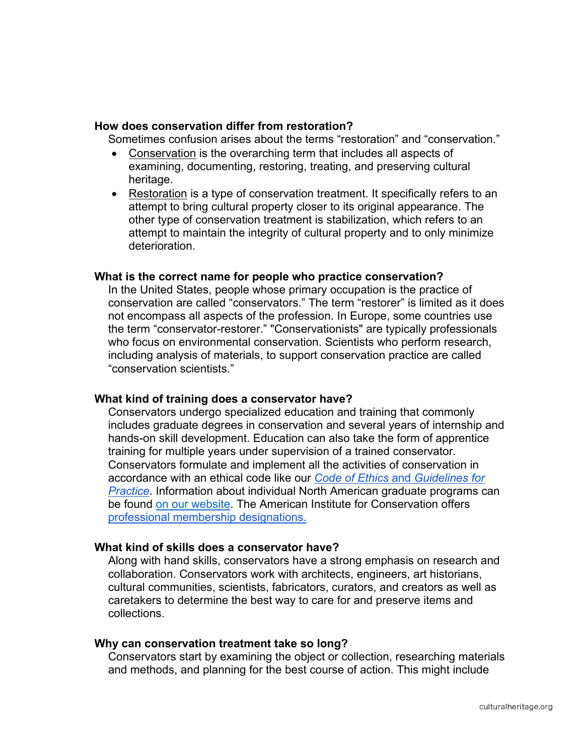**How does conservation differ from restoration?**

Sometimes confusion arises about the terms “restoration” and “conservation.”

- Conservation is the overarching term that includes all aspects of examining, documenting, restoring, treating, and preserving cultural heritage.
- Restoration is a type of conservation treatment. It specifically refers to an attempt to bring cultural property closer to its original appearance. The other type of conservation treatment is stabilization, which refers to an attempt to maintain the integrity of cultural property and to only minimize deterioration.

**What is the correct name for people who practice conservation?**

In the United States, people whose primary occupation is the practice of conservation are called “conservators.” The term “restorer” is limited as it does not encompass all aspects of the profession. In Europe, some countries use the term “conservator-restorer.” "Conservationists" are typically professionals who focus on environmental conservation. Scientists who perform research, including analysis of materials, to support conservation practice are called “conservation scientists.”

**What kind of training does a conservator have?**

Conservators undergo specialized education and training that commonly includes graduate degrees in conservation and several years of internship and hands-on skill development. Education can also take the form of apprentice training for multiple years under supervision of a trained conservator. Conservators formulate and implement all the activities of conservation in accordance with an ethical code like our *Code of Ethics* and *Guidelines for Practice*. Information about individual North American graduate programs can be found on our website. The American Institute for Conservation offers professional membership designations.

**What kind of skills does a conservator have?**

Along with hand skills, conservators have a strong emphasis on research and collaboration. Conservators work with architects, engineers, art historians, cultural communities, scientists, fabricators, curators, and creators as well as caretakers to determine the best way to care for and preserve items and collections.

**Why can conservation treatment take so long?**

Conservators start by examining the object or collection, researching materials and methods, and planning for the best course of action. This might include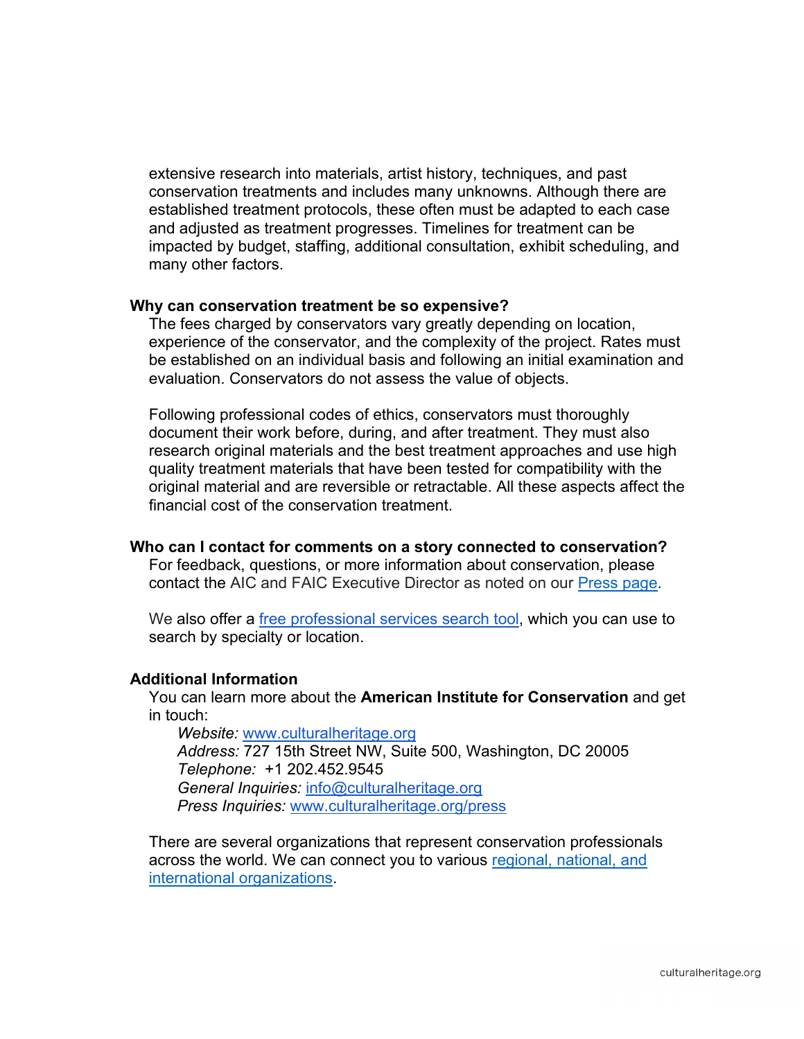extensive research into materials, artist history, techniques, and past conservation treatments and includes many unknowns. Although there are established treatment protocols, these often must be adapted to each case and adjusted as treatment progresses. Timelines for treatment can be impacted by budget, staffing, additional consultation, exhibit scheduling, and many other factors.

**Why can conservation treatment be so expensive?**

The fees charged by conservators vary greatly depending on location, experience of the conservator, and the complexity of the project. Rates must be established on an individual basis and following an initial examination and evaluation. Conservators do not assess the value of objects.

Following professional codes of ethics, conservators must thoroughly document their work before, during, and after treatment. They must also research original materials and the best treatment approaches and use high quality treatment materials that have been tested for compatibility with the original material and are reversible or retractable. All these aspects affect the financial cost of the conservation treatment.

**Who can I contact for comments on a story connected to conservation?**

For feedback, questions, or more information about conservation, please contact the AIC and FAIC Executive Director as noted on our [Press page](www.culturalheritage.org/press).

We also offer a [free professional services search tool](), which you can use to search by specialty or location.

**Additional Information**

You can learn more about the **American Institute for Conservation** and get in touch:

*Website:* [www.culturalheritage.org](www.culturalheritage.org)
*Address:* 727 15th Street NW, Suite 500, Washington, DC 20005
*Telephone:* +1 202.452.9545
*General Inquiries:* [info@culturalheritage.org](mailto:info@culturalheritage.org)
*Press Inquiries:* [www.culturalheritage.org/press](www.culturalheritage.org/press)

There are several organizations that represent conservation professionals across the world. We can connect you to various [regional, national, and international organizations]().